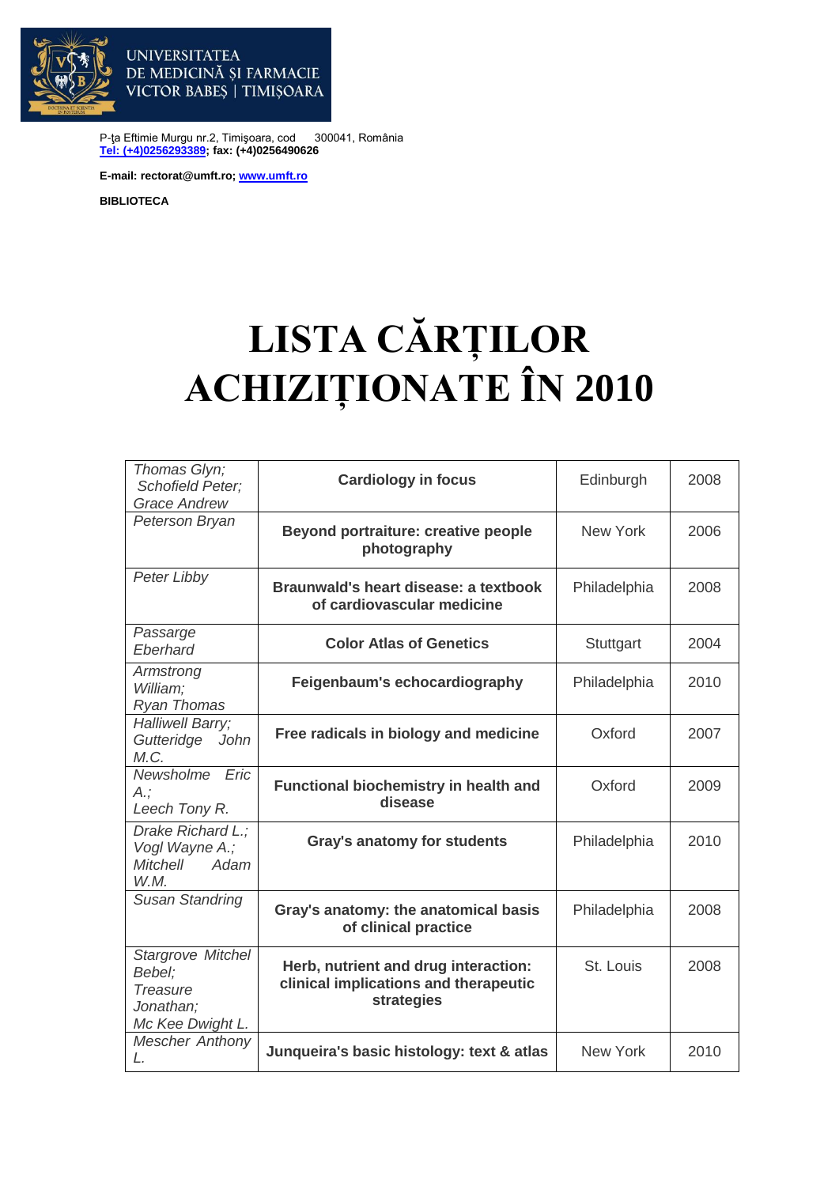UNIVERSITATEA DE MEDICINĂ ŞI FARMACIE VICTOR BABEŞ | TIMIŞOARA

P-ţa Eftimie Murgu nr.2, Timişoara, cod 300041, România
**Tel: (+4)0256293389; fax: (+4)0256490626**

**E-mail: rectorat@umft.ro; www.umft.ro**

**BIBLIOTECA**

# LISTA CĂRȚILOR ACHIZIȚIONATE ÎN 2010

| | | | |
|---|---|---|---|
| *Thomas Glyn; Schofield Peter; Grace Andrew* | **Cardiology in focus** | Edinburgh | 2008 |
| *Peterson Bryan* | **Beyond portraiture: creative people photography** | New York | 2006 |
| *Peter Libby* | **Braunwald's heart disease: a textbook of cardiovascular medicine** | Philadelphia | 2008 |
| *Passarge Eberhard* | **Color Atlas of Genetics** | Stuttgart | 2004 |
| *Armstrong William; Ryan Thomas* | **Feigenbaum's echocardiography** | Philadelphia | 2010 |
| *Halliwell Barry; Gutteridge John M.C.* | **Free radicals in biology and medicine** | Oxford | 2007 |
| *Newsholme Eric A.; Leech Tony R.* | **Functional biochemistry in health and disease** | Oxford | 2009 |
| *Drake Richard L.; Vogl Wayne A.; Mitchell Adam W.M.* | **Gray's anatomy for students** | Philadelphia | 2010 |
| *Susan Standring* | **Gray's anatomy: the anatomical basis of clinical practice** | Philadelphia | 2008 |
| *Stargrove Mitchel Bebel; Treasure Jonathan; Mc Kee Dwight L.* | **Herb, nutrient and drug interaction: clinical implications and therapeutic strategies** | St. Louis | 2008 |
| *Mescher Anthony L.* | **Junqueira's basic histology: text & atlas** | New York | 2010 |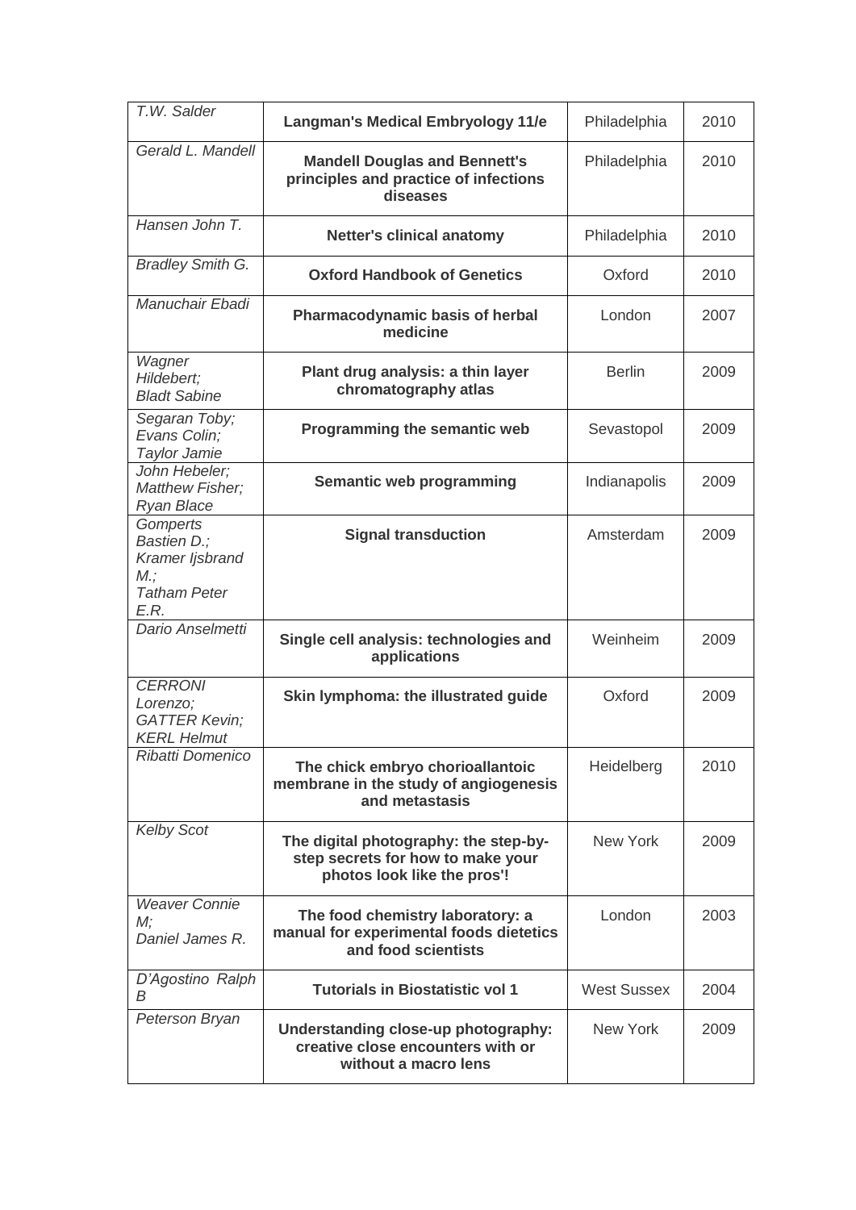| *T.W. Salder* | **Langman's Medical Embryology 11/e** | Philadelphia | 2010 |
|---|---|---|---|
| *Gerald L. Mandell* | **Mandell Douglas and Bennett's principles and practice of infections diseases** | Philadelphia | 2010 |
| *Hansen John T.* | **Netter's clinical anatomy** | Philadelphia | 2010 |
| *Bradley Smith G.* | **Oxford Handbook of Genetics** | Oxford | 2010 |
| *Manuchair Ebadi* | **Pharmacodynamic basis of herbal medicine** | London | 2007 |
| *Wagner Hildebert; Bladt Sabine* | **Plant drug analysis: a thin layer chromatography atlas** | Berlin | 2009 |
| *Segaran Toby; Evans Colin; Taylor Jamie* | **Programming the semantic web** | Sevastopol | 2009 |
| *John Hebeler; Matthew Fisher; Ryan Blace* | **Semantic web programming** | Indianapolis | 2009 |
| *Gomperts Bastien D.; Kramer Ijsbrand M.; Tatham Peter E.R.* | **Signal transduction** | Amsterdam | 2009 |
| *Dario Anselmetti* | **Single cell analysis: technologies and applications** | Weinheim | 2009 |
| *CERRONI Lorenzo; GATTER Kevin; KERL Helmut* | **Skin lymphoma: the illustrated guide** | Oxford | 2009 |
| *Ribatti Domenico* | **The chick embryo chorioallantoic membrane in the study of angiogenesis and metastasis** | Heidelberg | 2010 |
| *Kelby Scot* | **The digital photography: the step-by-step secrets for how to make your photos look like the pros'!** | New York | 2009 |
| *Weaver Connie M; Daniel James R.* | **The food chemistry laboratory: a manual for experimental foods dietetics and food scientists** | London | 2003 |
| *D'Agostino Ralph B* | **Tutorials in Biostatistic vol 1** | West Sussex | 2004 |
| *Peterson Bryan* | **Understanding close-up photography: creative close encounters with or without a macro lens** | New York | 2009 |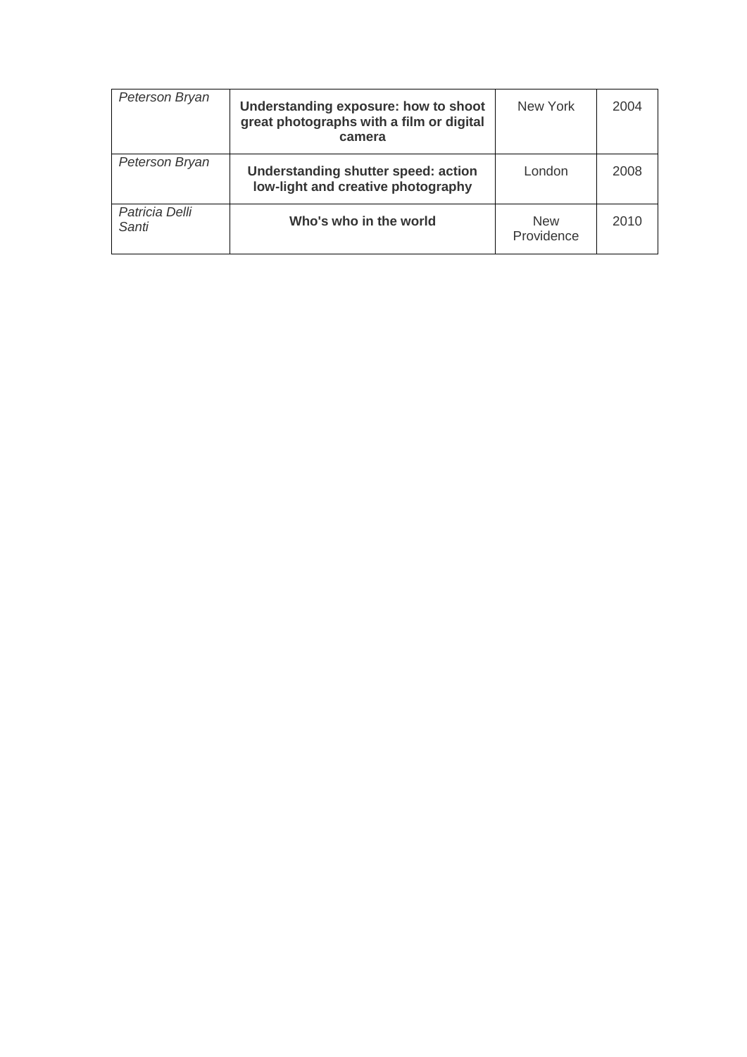| | | | |
|---|---|---|---|
| *Peterson Bryan* | **Understanding exposure: how to shoot great photographs with a film or digital camera** | New York | 2004 |
| *Peterson Bryan* | **Understanding shutter speed: action low-light and creative photography** | London | 2008 |
| *Patricia Delli Santi* | **Who's who in the world** | New Providence | 2010 |